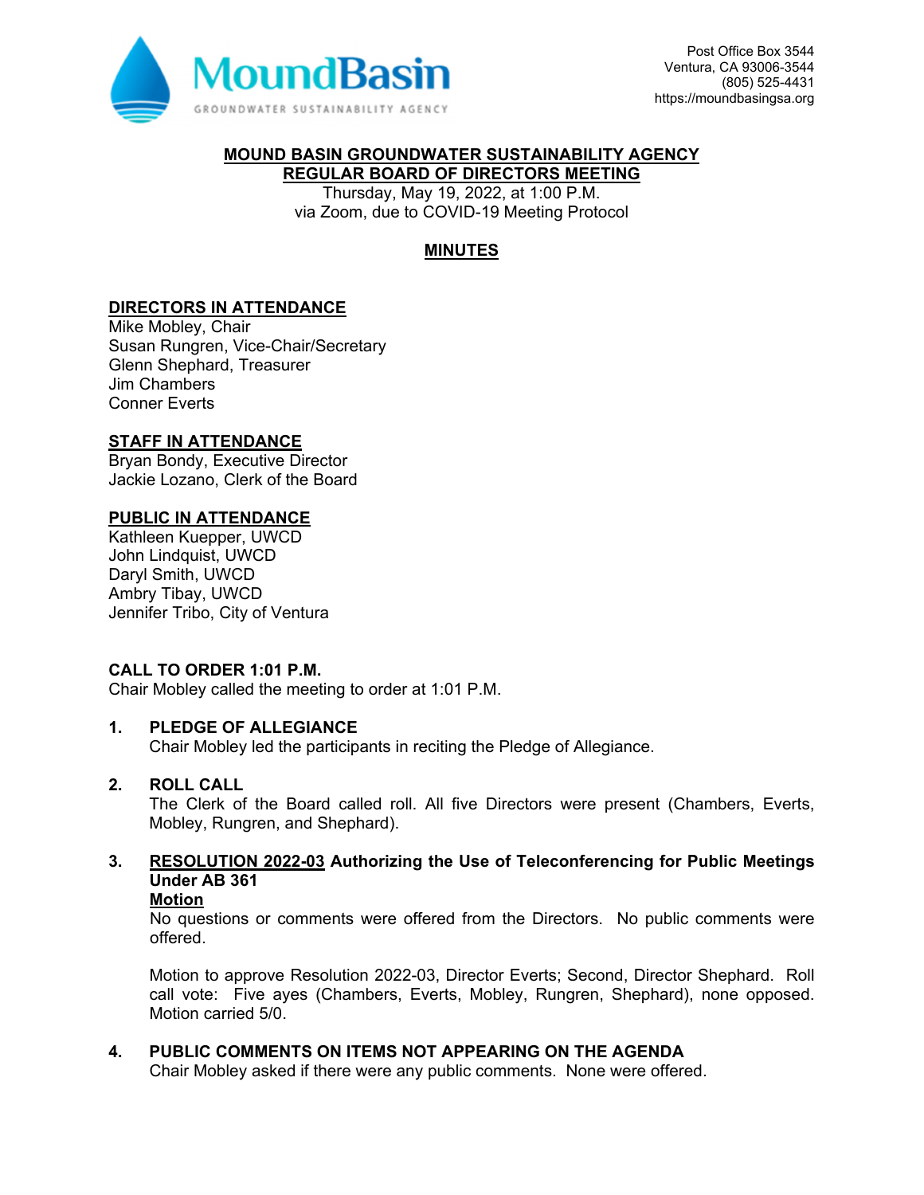MoundBasin
GROUNDWATER SUSTAINABILITY AGENCY

Post Office Box 3544
Ventura, CA 93006-3544
(805) 525-4431
https://moundbasingsa.org

# MOUND BASIN GROUNDWATER SUSTAINABILITY AGENCY
# REGULAR BOARD OF DIRECTORS MEETING

Thursday, May 19, 2022, at 1:00 P.M.
via Zoom, due to COVID-19 Meeting Protocol

## MINUTES

### DIRECTORS IN ATTENDANCE

Mike Mobley, Chair
Susan Rungren, Vice-Chair/Secretary
Glenn Shephard, Treasurer
Jim Chambers
Conner Everts

### STAFF IN ATTENDANCE

Bryan Bondy, Executive Director
Jackie Lozano, Clerk of the Board

### PUBLIC IN ATTENDANCE

Kathleen Kuepper, UWCD
John Lindquist, UWCD
Daryl Smith, UWCD
Ambry Tibay, UWCD
Jennifer Tribo, City of Ventura

### CALL TO ORDER 1:01 P.M.

Chair Mobley called the meeting to order at 1:01 P.M.

### 1. PLEDGE OF ALLEGIANCE

Chair Mobley led the participants in reciting the Pledge of Allegiance.

### 2. ROLL CALL

The Clerk of the Board called roll. All five Directors were present (Chambers, Everts, Mobley, Rungren, and Shephard).

### 3. RESOLUTION 2022-03 Authorizing the Use of Teleconferencing for Public Meetings Under AB 361

**Motion**

No questions or comments were offered from the Directors. No public comments were offered.

Motion to approve Resolution 2022-03, Director Everts; Second, Director Shephard. Roll call vote: Five ayes (Chambers, Everts, Mobley, Rungren, Shephard), none opposed. Motion carried 5/0.

### 4. PUBLIC COMMENTS ON ITEMS NOT APPEARING ON THE AGENDA

Chair Mobley asked if there were any public comments. None were offered.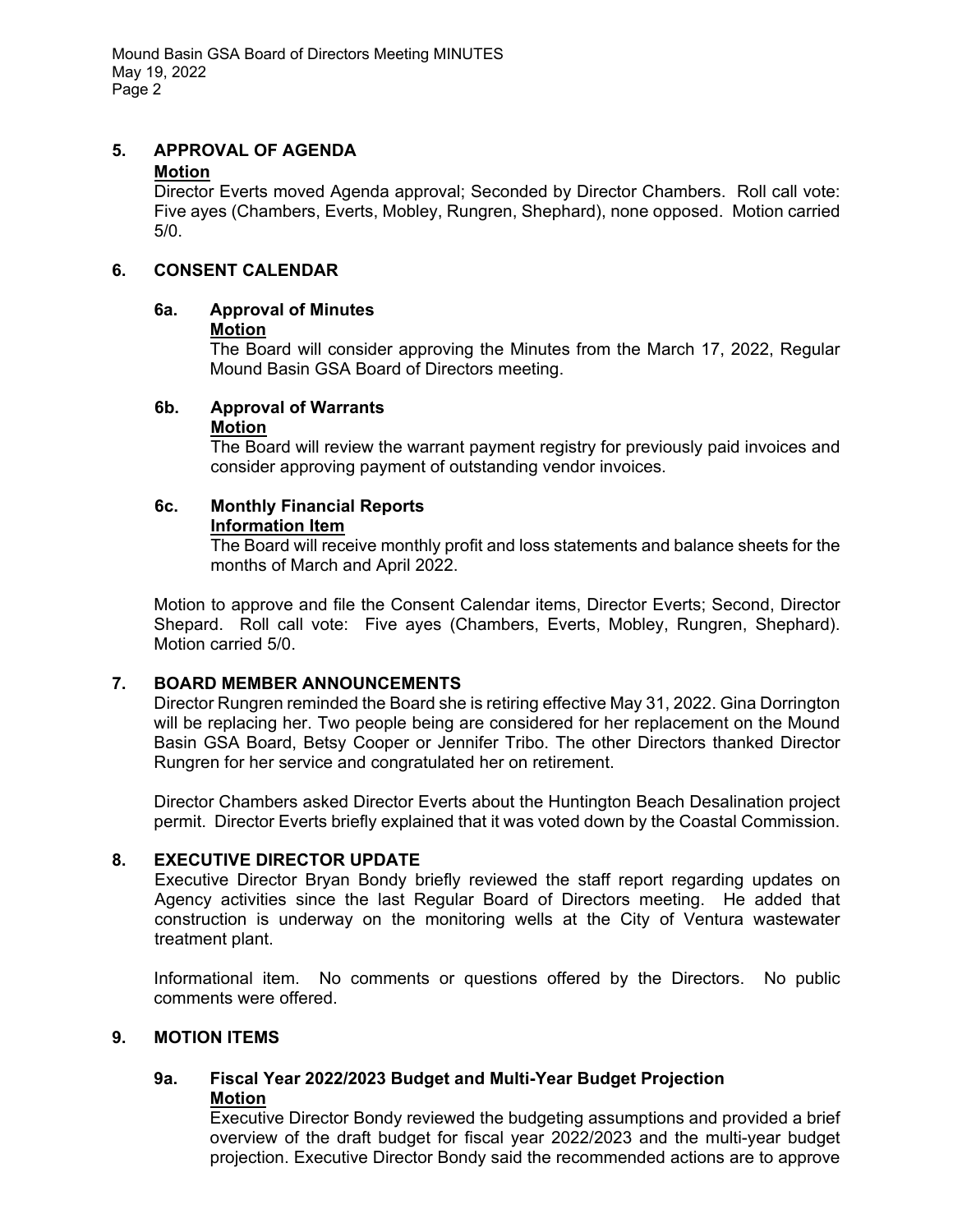## 5. APPROVAL OF AGENDA

**Motion**

Director Everts moved Agenda approval; Seconded by Director Chambers. Roll call vote: Five ayes (Chambers, Everts, Mobley, Rungren, Shephard), none opposed. Motion carried 5/0.

## 6. CONSENT CALENDAR

### 6a. Approval of Minutes

**Motion**

The Board will consider approving the Minutes from the March 17, 2022, Regular Mound Basin GSA Board of Directors meeting.

### 6b. Approval of Warrants

**Motion**

The Board will review the warrant payment registry for previously paid invoices and consider approving payment of outstanding vendor invoices.

### 6c. Monthly Financial Reports

**Information Item**

The Board will receive monthly profit and loss statements and balance sheets for the months of March and April 2022.

Motion to approve and file the Consent Calendar items, Director Everts; Second, Director Shepard. Roll call vote: Five ayes (Chambers, Everts, Mobley, Rungren, Shephard). Motion carried 5/0.

## 7. BOARD MEMBER ANNOUNCEMENTS

Director Rungren reminded the Board she is retiring effective May 31, 2022. Gina Dorrington will be replacing her. Two people being are considered for her replacement on the Mound Basin GSA Board, Betsy Cooper or Jennifer Tribo. The other Directors thanked Director Rungren for her service and congratulated her on retirement.

Director Chambers asked Director Everts about the Huntington Beach Desalination project permit. Director Everts briefly explained that it was voted down by the Coastal Commission.

## 8. EXECUTIVE DIRECTOR UPDATE

Executive Director Bryan Bondy briefly reviewed the staff report regarding updates on Agency activities since the last Regular Board of Directors meeting. He added that construction is underway on the monitoring wells at the City of Ventura wastewater treatment plant.

Informational item. No comments or questions offered by the Directors. No public comments were offered.

## 9. MOTION ITEMS

### 9a. Fiscal Year 2022/2023 Budget and Multi-Year Budget Projection

**Motion**

Executive Director Bondy reviewed the budgeting assumptions and provided a brief overview of the draft budget for fiscal year 2022/2023 and the multi-year budget projection. Executive Director Bondy said the recommended actions are to approve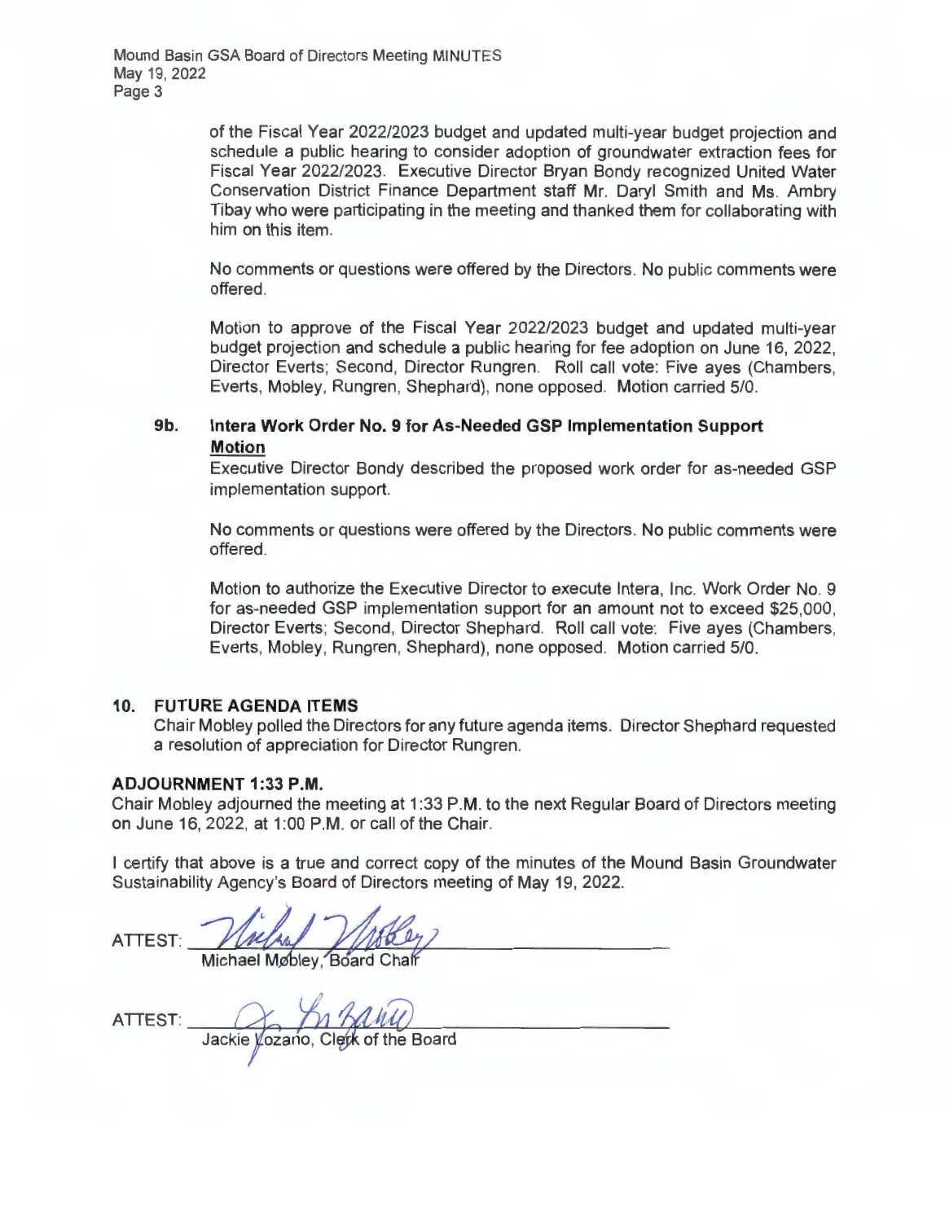of the Fiscal Year 2022/2023 budget and updated multi-year budget projection and schedule a public hearing to consider adoption of groundwater extraction fees for Fiscal Year 2022/2023. Executive Director Bryan Bondy recognized United Water Conservation District Finance Department staff Mr. Daryl Smith and Ms. Ambry Tibay who were participating in the meeting and thanked them for collaborating with him on this item.

No comments or questions were offered by the Directors. No public comments were offered.

Motion to approve of the Fiscal Year 2022/2023 budget and updated multi-year budget projection and schedule a public hearing for fee adoption on June 16, 2022, Director Everts; Second, Director Rungren. Roll call vote: Five ayes (Chambers, Everts, Mobley, Rungren, Shephard), none opposed. Motion carried 5/0.

**9b. Intera Work Order No. 9 for As-Needed GSP Implementation Support**
**Motion**

Executive Director Bondy described the proposed work order for as-needed GSP implementation support.

No comments or questions were offered by the Directors. No public comments were offered.

Motion to authorize the Executive Director to execute Intera, Inc. Work Order No. 9 for as-needed GSP implementation support for an amount not to exceed $25,000, Director Everts; Second, Director Shephard. Roll call vote: Five ayes (Chambers, Everts, Mobley, Rungren, Shephard), none opposed. Motion carried 5/0.

## 10. FUTURE AGENDA ITEMS

Chair Mobley polled the Directors for any future agenda items. Director Shephard requested a resolution of appreciation for Director Rungren.

## ADJOURNMENT 1:33 P.M.

Chair Mobley adjourned the meeting at 1:33 P.M. to the next Regular Board of Directors meeting on June 16, 2022, at 1:00 P.M. or call of the Chair.

I certify that above is a true and correct copy of the minutes of the Mound Basin Groundwater Sustainability Agency's Board of Directors meeting of May 19, 2022.

ATTEST: ______________________________
Michael Mobley, Board Chair

ATTEST: ______________________________
Jackie Lozano, Clerk of the Board